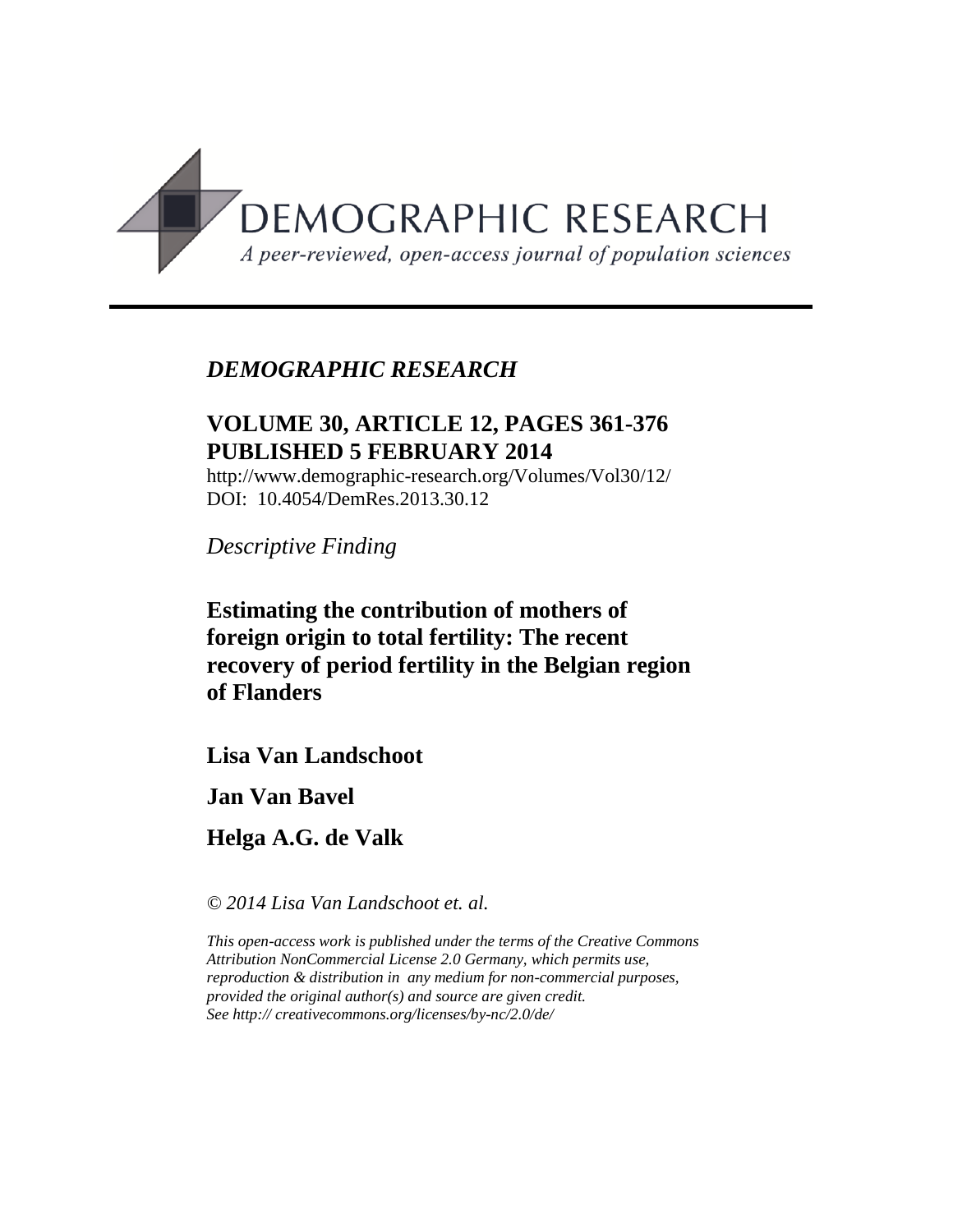DEMOGRAPHIC RESEARCH

*A peer-reviewed, open-access journal of population sciences*

*DEMOGRAPHIC RESEARCH*

**VOLUME 30, ARTICLE 12, PAGES 361-376**
**PUBLISHED 5 FEBRUARY 2014**

http://www.demographic-research.org/Volumes/Vol30/12/
DOI: 10.4054/DemRes.2013.30.12

*Descriptive Finding*

# Estimating the contribution of mothers of foreign origin to total fertility: The recent recovery of period fertility in the Belgian region of Flanders

**Lisa Van Landschoot**

**Jan Van Bavel**

**Helga A.G. de Valk**

*© 2014 Lisa Van Landschoot et. al.*

*This open-access work is published under the terms of the Creative Commons Attribution NonCommercial License 2.0 Germany, which permits use, reproduction & distribution in any medium for non-commercial purposes, provided the original author(s) and source are given credit.*
*See http:// creativecommons.org/licenses/by-nc/2.0/de/*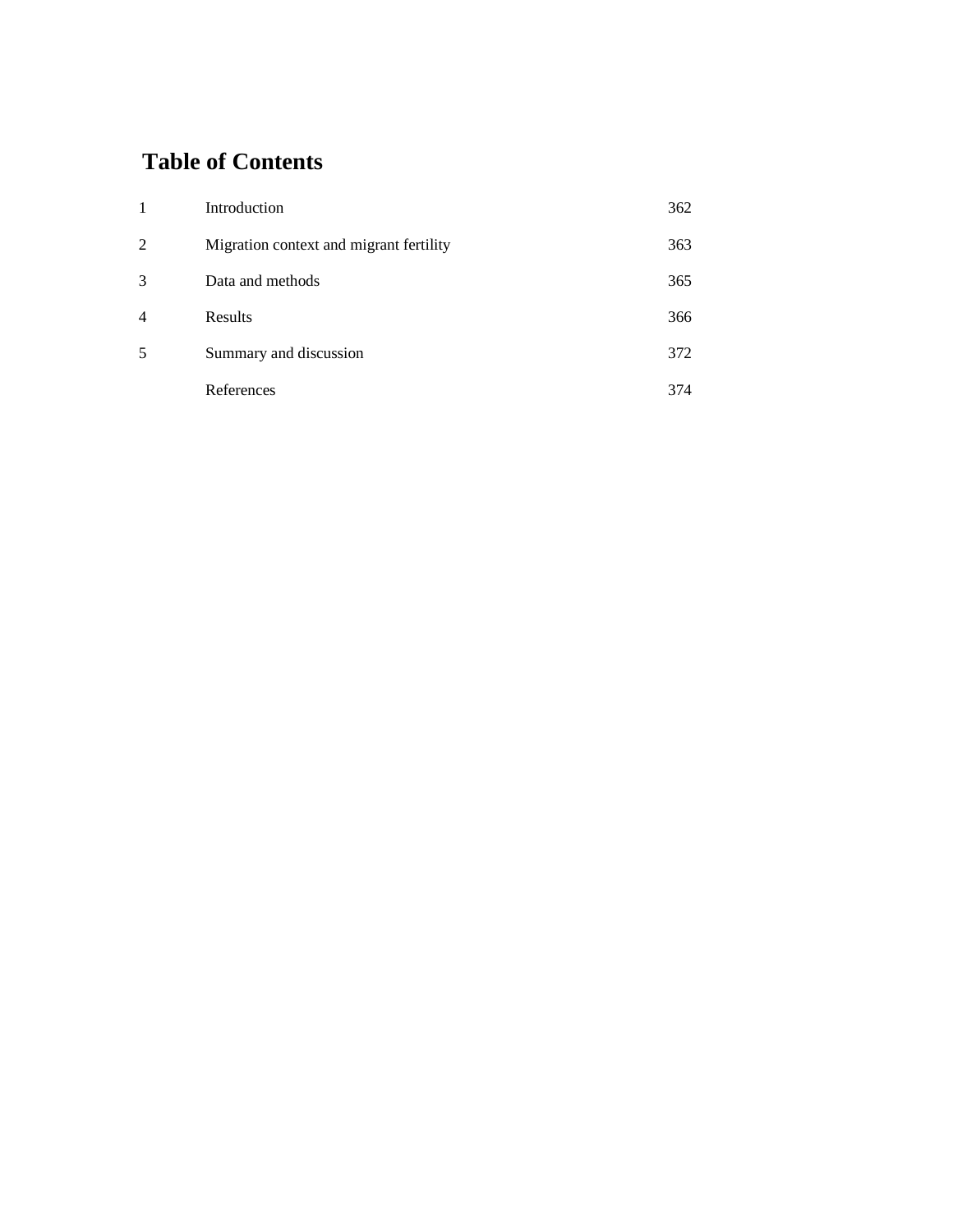# Table of Contents

| | | |
|---|---|---|
| 1 | Introduction | 362 |
| 2 | Migration context and migrant fertility | 363 |
| 3 | Data and methods | 365 |
| 4 | Results | 366 |
| 5 | Summary and discussion | 372 |
| | References | 374 |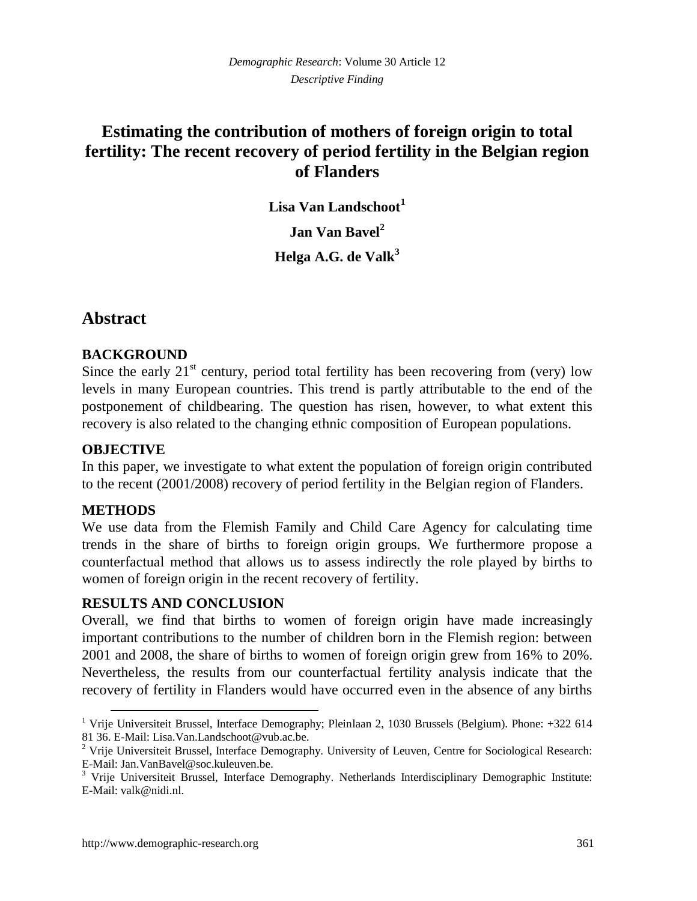*Demographic Research*: Volume 30 Article 12
*Descriptive Finding*

# Estimating the contribution of mothers of foreign origin to total fertility: The recent recovery of period fertility in the Belgian region of Flanders

**Lisa Van Landschoot**[1]

**Jan Van Bavel**[2]

**Helga A.G. de Valk**[3]

## Abstract

### BACKGROUND

Since the early 21st century, period total fertility has been recovering from (very) low levels in many European countries. This trend is partly attributable to the end of the postponement of childbearing. The question has risen, however, to what extent this recovery is also related to the changing ethnic composition of European populations.

### OBJECTIVE

In this paper, we investigate to what extent the population of foreign origin contributed to the recent (2001/2008) recovery of period fertility in the Belgian region of Flanders.

### METHODS

We use data from the Flemish Family and Child Care Agency for calculating time trends in the share of births to foreign origin groups. We furthermore propose a counterfactual method that allows us to assess indirectly the role played by births to women of foreign origin in the recent recovery of fertility.

### RESULTS AND CONCLUSION

Overall, we find that births to women of foreign origin have made increasingly important contributions to the number of children born in the Flemish region: between 2001 and 2008, the share of births to women of foreign origin grew from 16% to 20%. Nevertheless, the results from our counterfactual fertility analysis indicate that the recovery of fertility in Flanders would have occurred even in the absence of any births

---

[1] Vrije Universiteit Brussel, Interface Demography; Pleinlaan 2, 1030 Brussels (Belgium). Phone: +322 614 81 36. E-Mail: Lisa.Van.Landschoot@vub.ac.be.

[2] Vrije Universiteit Brussel, Interface Demography. University of Leuven, Centre for Sociological Research: E-Mail: Jan.VanBavel@soc.kuleuven.be.

[3] Vrije Universiteit Brussel, Interface Demography. Netherlands Interdisciplinary Demographic Institute: E-Mail: valk@nidi.nl.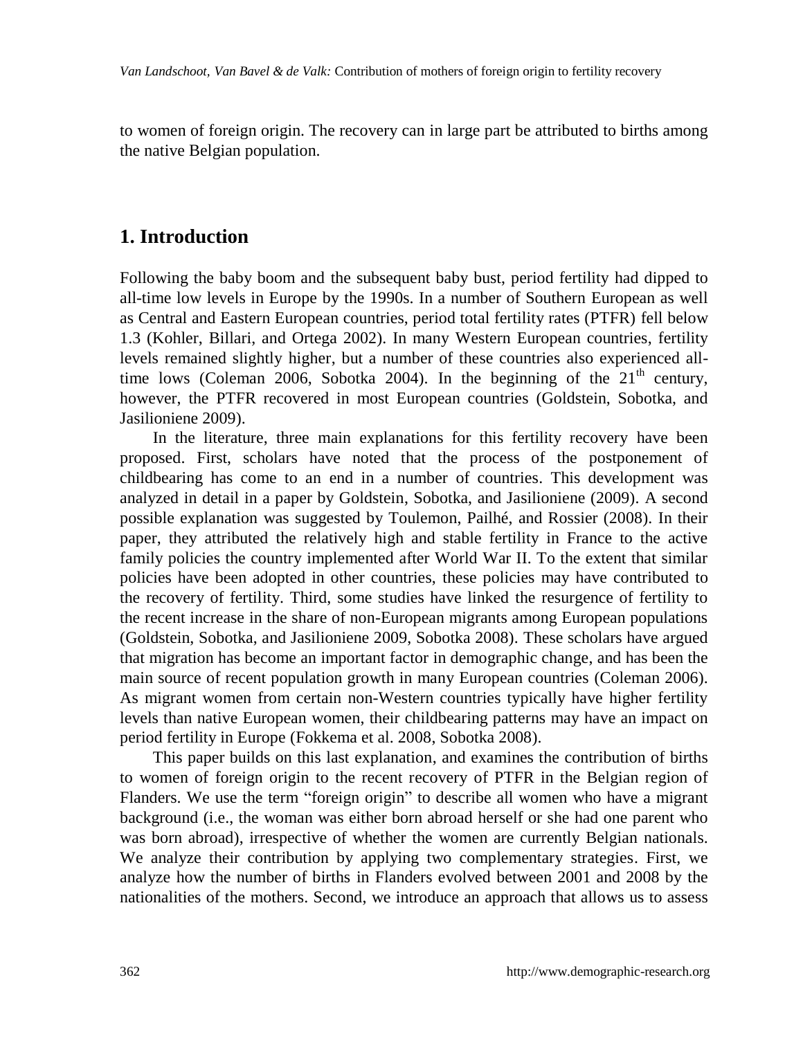to women of foreign origin. The recovery can in large part be attributed to births among the native Belgian population.

## 1. Introduction

Following the baby boom and the subsequent baby bust, period fertility had dipped to all-time low levels in Europe by the 1990s. In a number of Southern European as well as Central and Eastern European countries, period total fertility rates (PTFR) fell below 1.3 (Kohler, Billari, and Ortega 2002). In many Western European countries, fertility levels remained slightly higher, but a number of these countries also experienced all-time lows (Coleman 2006, Sobotka 2004). In the beginning of the 21th century, however, the PTFR recovered in most European countries (Goldstein, Sobotka, and Jasilioniene 2009).

In the literature, three main explanations for this fertility recovery have been proposed. First, scholars have noted that the process of the postponement of childbearing has come to an end in a number of countries. This development was analyzed in detail in a paper by Goldstein, Sobotka, and Jasilioniene (2009). A second possible explanation was suggested by Toulemon, Pailhé, and Rossier (2008). In their paper, they attributed the relatively high and stable fertility in France to the active family policies the country implemented after World War II. To the extent that similar policies have been adopted in other countries, these policies may have contributed to the recovery of fertility. Third, some studies have linked the resurgence of fertility to the recent increase in the share of non-European migrants among European populations (Goldstein, Sobotka, and Jasilioniene 2009, Sobotka 2008). These scholars have argued that migration has become an important factor in demographic change, and has been the main source of recent population growth in many European countries (Coleman 2006). As migrant women from certain non-Western countries typically have higher fertility levels than native European women, their childbearing patterns may have an impact on period fertility in Europe (Fokkema et al. 2008, Sobotka 2008).

This paper builds on this last explanation, and examines the contribution of births to women of foreign origin to the recent recovery of PTFR in the Belgian region of Flanders. We use the term "foreign origin" to describe all women who have a migrant background (i.e., the woman was either born abroad herself or she had one parent who was born abroad), irrespective of whether the women are currently Belgian nationals. We analyze their contribution by applying two complementary strategies. First, we analyze how the number of births in Flanders evolved between 2001 and 2008 by the nationalities of the mothers. Second, we introduce an approach that allows us to assess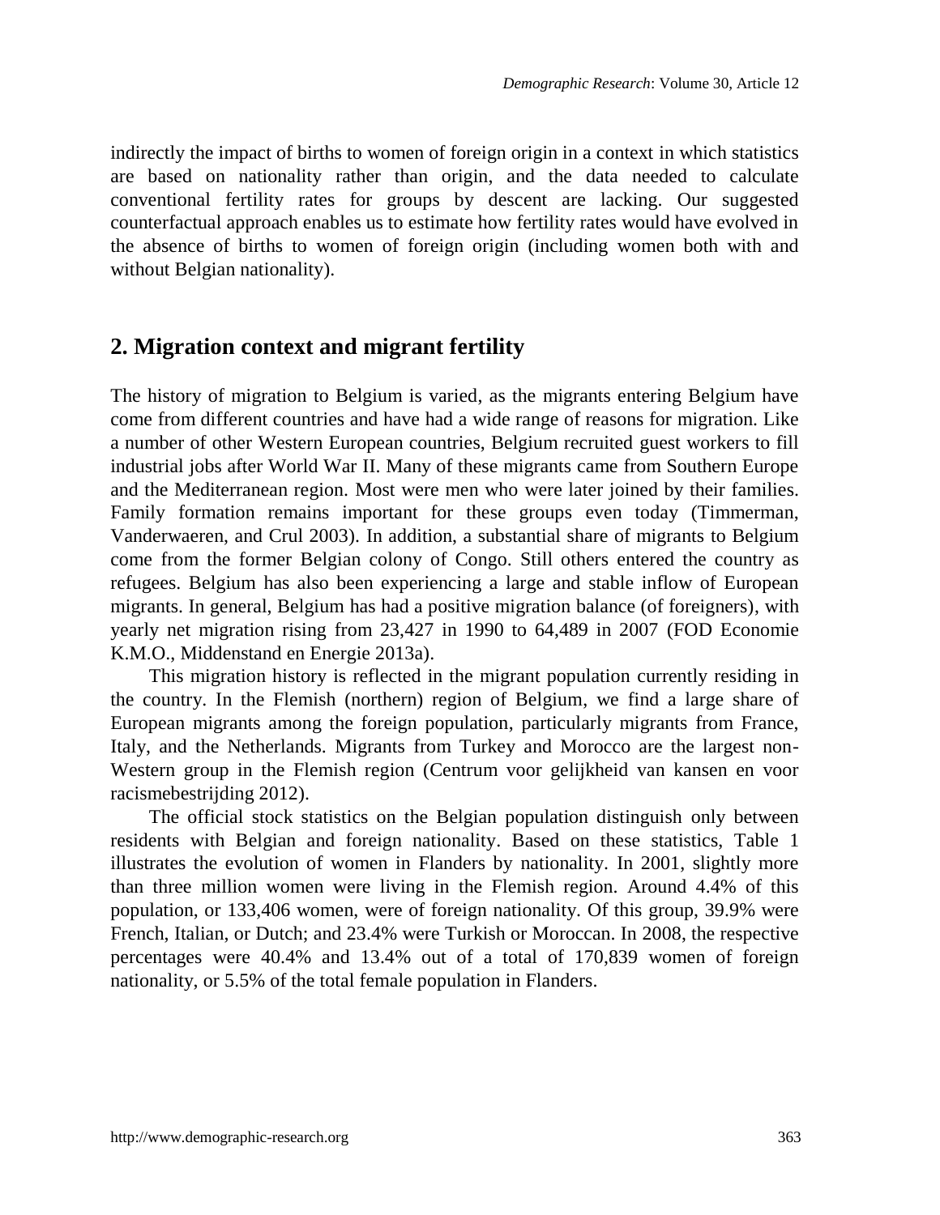indirectly the impact of births to women of foreign origin in a context in which statistics are based on nationality rather than origin, and the data needed to calculate conventional fertility rates for groups by descent are lacking. Our suggested counterfactual approach enables us to estimate how fertility rates would have evolved in the absence of births to women of foreign origin (including women both with and without Belgian nationality).

## 2. Migration context and migrant fertility

The history of migration to Belgium is varied, as the migrants entering Belgium have come from different countries and have had a wide range of reasons for migration. Like a number of other Western European countries, Belgium recruited guest workers to fill industrial jobs after World War II. Many of these migrants came from Southern Europe and the Mediterranean region. Most were men who were later joined by their families. Family formation remains important for these groups even today (Timmerman, Vanderwaeren, and Crul 2003). In addition, a substantial share of migrants to Belgium come from the former Belgian colony of Congo. Still others entered the country as refugees. Belgium has also been experiencing a large and stable inflow of European migrants. In general, Belgium has had a positive migration balance (of foreigners), with yearly net migration rising from 23,427 in 1990 to 64,489 in 2007 (FOD Economie K.M.O., Middenstand en Energie 2013a).

This migration history is reflected in the migrant population currently residing in the country. In the Flemish (northern) region of Belgium, we find a large share of European migrants among the foreign population, particularly migrants from France, Italy, and the Netherlands. Migrants from Turkey and Morocco are the largest non-Western group in the Flemish region (Centrum voor gelijkheid van kansen en voor racismebestrijding 2012).

The official stock statistics on the Belgian population distinguish only between residents with Belgian and foreign nationality. Based on these statistics, Table 1 illustrates the evolution of women in Flanders by nationality. In 2001, slightly more than three million women were living in the Flemish region. Around 4.4% of this population, or 133,406 women, were of foreign nationality. Of this group, 39.9% were French, Italian, or Dutch; and 23.4% were Turkish or Moroccan. In 2008, the respective percentages were 40.4% and 13.4% out of a total of 170,839 women of foreign nationality, or 5.5% of the total female population in Flanders.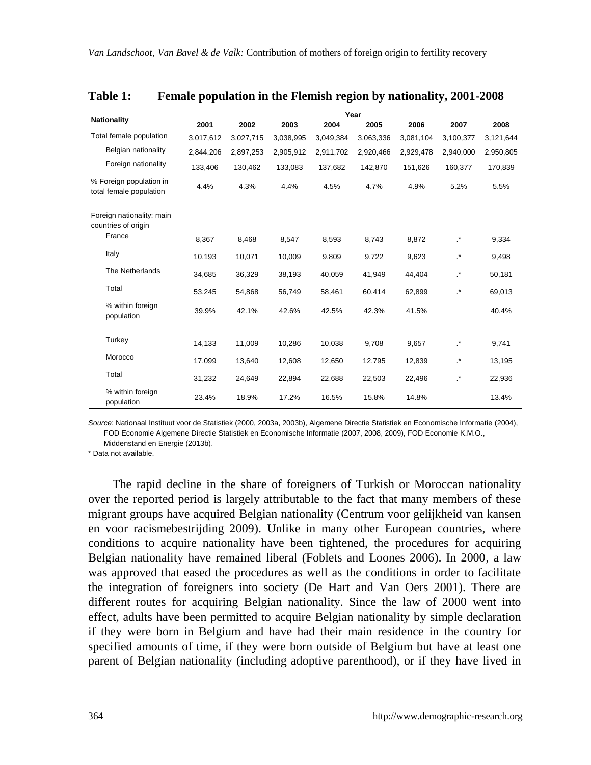**Table 1: Female population in the Flemish region by nationality, 2001-2008**

| Nationality | Year | | | | | | | |
|---|---|---|---|---|---|---|---|---|
| | 2001 | 2002 | 2003 | 2004 | 2005 | 2006 | 2007 | 2008 |
| Total female population | 3,017,612 | 3,027,715 | 3,038,995 | 3,049,384 | 3,063,336 | 3,081,104 | 3,100,377 | 3,121,644 |
| Belgian nationality | 2,844,206 | 2,897,253 | 2,905,912 | 2,911,702 | 2,920,466 | 2,929,478 | 2,940,000 | 2,950,805 |
| Foreign nationality | 133,406 | 130,462 | 133,083 | 137,682 | 142,870 | 151,626 | 160,377 | 170,839 |
| % Foreign population in total female population | 4.4% | 4.3% | 4.4% | 4.5% | 4.7% | 4.9% | 5.2% | 5.5% |
| Foreign nationality: main countries of origin | | | | | | | | |
| France | 8,367 | 8,468 | 8,547 | 8,593 | 8,743 | 8,872 | .* | 9,334 |
| Italy | 10,193 | 10,071 | 10,009 | 9,809 | 9,722 | 9,623 | .* | 9,498 |
| The Netherlands | 34,685 | 36,329 | 38,193 | 40,059 | 41,949 | 44,404 | .* | 50,181 |
| Total | 53,245 | 54,868 | 56,749 | 58,461 | 60,414 | 62,899 | .* | 69,013 |
| % within foreign population | 39.9% | 42.1% | 42.6% | 42.5% | 42.3% | 41.5% | | 40.4% |
| Turkey | 14,133 | 11,009 | 10,286 | 10,038 | 9,708 | 9,657 | .* | 9,741 |
| Morocco | 17,099 | 13,640 | 12,608 | 12,650 | 12,795 | 12,839 | .* | 13,195 |
| Total | 31,232 | 24,649 | 22,894 | 22,688 | 22,503 | 22,496 | .* | 22,936 |
| % within foreign population | 23.4% | 18.9% | 17.2% | 16.5% | 15.8% | 14.8% | | 13.4% |

*Source*: Nationaal Instituut voor de Statistiek (2000, 2003a, 2003b), Algemene Directie Statistiek en Economische Informatie (2004), FOD Economie Algemene Directie Statistiek en Economische Informatie (2007, 2008, 2009), FOD Economie K.M.O., Middenstand en Energie (2013b).

\* Data not available.

The rapid decline in the share of foreigners of Turkish or Moroccan nationality over the reported period is largely attributable to the fact that many members of these migrant groups have acquired Belgian nationality (Centrum voor gelijkheid van kansen en voor racismebestrijding 2009). Unlike in many other European countries, where conditions to acquire nationality have been tightened, the procedures for acquiring Belgian nationality have remained liberal (Foblets and Loones 2006). In 2000, a law was approved that eased the procedures as well as the conditions in order to facilitate the integration of foreigners into society (De Hart and Van Oers 2001). There are different routes for acquiring Belgian nationality. Since the law of 2000 went into effect, adults have been permitted to acquire Belgian nationality by simple declaration if they were born in Belgium and have had their main residence in the country for specified amounts of time, if they were born outside of Belgium but have at least one parent of Belgian nationality (including adoptive parenthood), or if they have lived in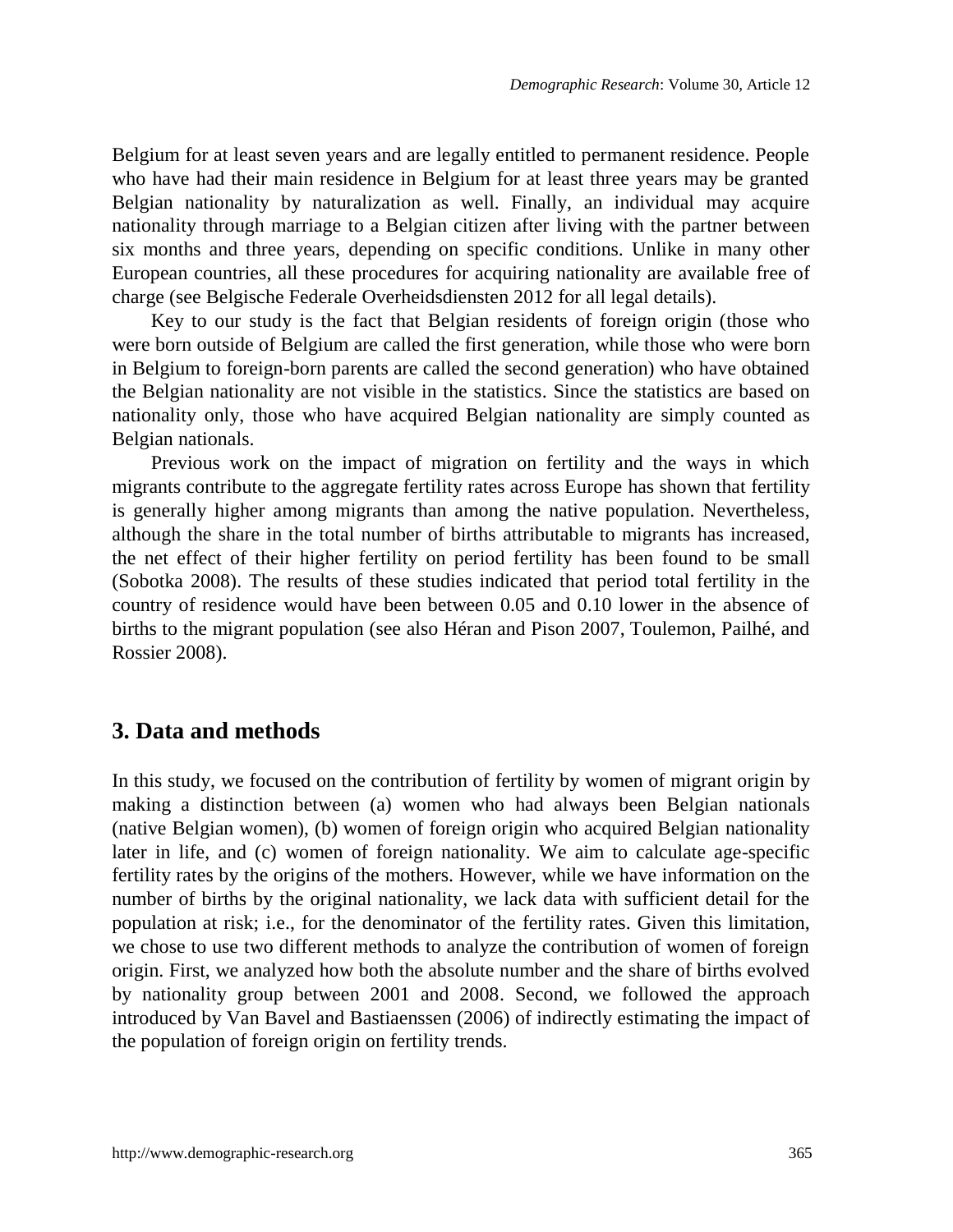Belgium for at least seven years and are legally entitled to permanent residence. People who have had their main residence in Belgium for at least three years may be granted Belgian nationality by naturalization as well. Finally, an individual may acquire nationality through marriage to a Belgian citizen after living with the partner between six months and three years, depending on specific conditions. Unlike in many other European countries, all these procedures for acquiring nationality are available free of charge (see Belgische Federale Overheidsdiensten 2012 for all legal details).

Key to our study is the fact that Belgian residents of foreign origin (those who were born outside of Belgium are called the first generation, while those who were born in Belgium to foreign-born parents are called the second generation) who have obtained the Belgian nationality are not visible in the statistics. Since the statistics are based on nationality only, those who have acquired Belgian nationality are simply counted as Belgian nationals.

Previous work on the impact of migration on fertility and the ways in which migrants contribute to the aggregate fertility rates across Europe has shown that fertility is generally higher among migrants than among the native population. Nevertheless, although the share in the total number of births attributable to migrants has increased, the net effect of their higher fertility on period fertility has been found to be small (Sobotka 2008). The results of these studies indicated that period total fertility in the country of residence would have been between 0.05 and 0.10 lower in the absence of births to the migrant population (see also Héran and Pison 2007, Toulemon, Pailhé, and Rossier 2008).

## 3. Data and methods

In this study, we focused on the contribution of fertility by women of migrant origin by making a distinction between (a) women who had always been Belgian nationals (native Belgian women), (b) women of foreign origin who acquired Belgian nationality later in life, and (c) women of foreign nationality. We aim to calculate age-specific fertility rates by the origins of the mothers. However, while we have information on the number of births by the original nationality, we lack data with sufficient detail for the population at risk; i.e., for the denominator of the fertility rates. Given this limitation, we chose to use two different methods to analyze the contribution of women of foreign origin. First, we analyzed how both the absolute number and the share of births evolved by nationality group between 2001 and 2008. Second, we followed the approach introduced by Van Bavel and Bastiaenssen (2006) of indirectly estimating the impact of the population of foreign origin on fertility trends.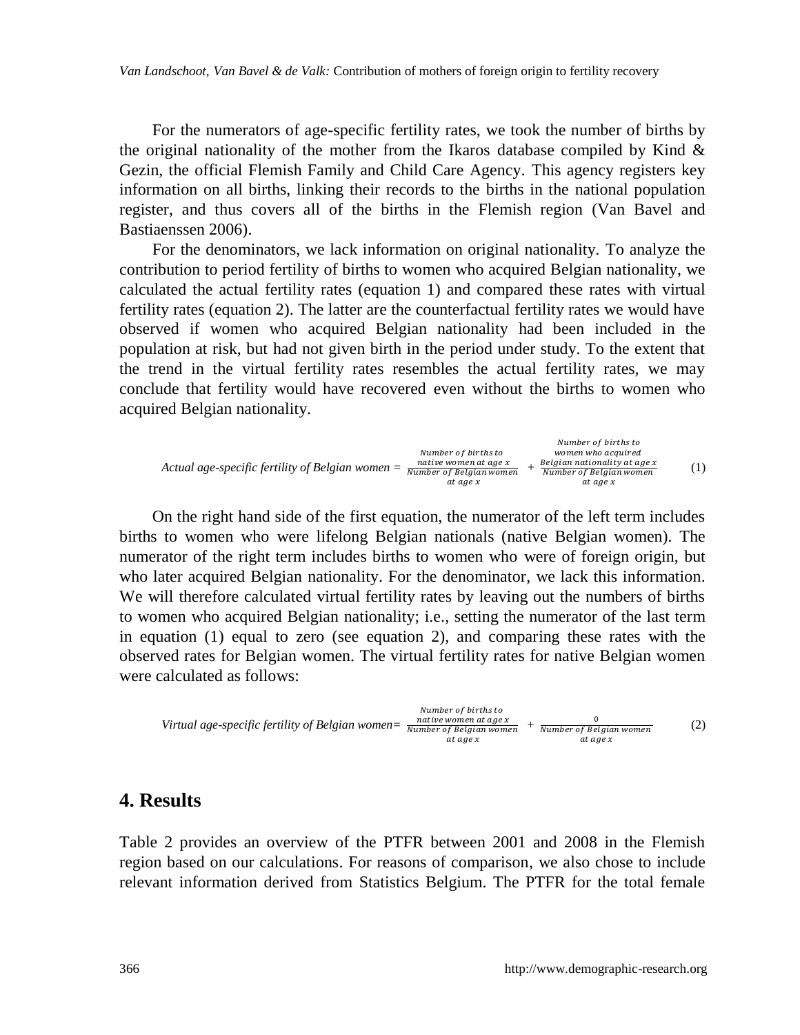For the numerators of age-specific fertility rates, we took the number of births by the original nationality of the mother from the Ikaros database compiled by Kind & Gezin, the official Flemish Family and Child Care Agency. This agency registers key information on all births, linking their records to the births in the national population register, and thus covers all of the births in the Flemish region (Van Bavel and Bastiaenssen 2006).

For the denominators, we lack information on original nationality. To analyze the contribution to period fertility of births to women who acquired Belgian nationality, we calculated the actual fertility rates (equation 1) and compared these rates with virtual fertility rates (equation 2). The latter are the counterfactual fertility rates we would have observed if women who acquired Belgian nationality had been included in the population at risk, but had not given birth in the period under study. To the extent that the trend in the virtual fertility rates resembles the actual fertility rates, we may conclude that fertility would have recovered even without the births to women who acquired Belgian nationality.

$$\textit{Actual age-specific fertility of Belgian women} = \frac{\begin{array}{c}\textit{Number of births to}\\ \textit{native women at age x}\end{array}}{\begin{array}{c}\textit{Number of Belgian women}\\ \textit{at age x}\end{array}} + \frac{\begin{array}{c}\textit{Number of births to}\\ \textit{women who acquired}\\ \textit{Belgian nationality at age x}\end{array}}{\begin{array}{c}\textit{Number of Belgian women}\\ \textit{at age x}\end{array}} \quad (1)$$

On the right hand side of the first equation, the numerator of the left term includes births to women who were lifelong Belgian nationals (native Belgian women). The numerator of the right term includes births to women who were of foreign origin, but who later acquired Belgian nationality. For the denominator, we lack this information. We will therefore calculated virtual fertility rates by leaving out the numbers of births to women who acquired Belgian nationality; i.e., setting the numerator of the last term in equation (1) equal to zero (see equation 2), and comparing these rates with the observed rates for Belgian women. The virtual fertility rates for native Belgian women were calculated as follows:

$$\textit{Virtual age-specific fertility of Belgian women} = \frac{\begin{array}{c}\textit{Number of births to}\\ \textit{native women at age x}\end{array}}{\begin{array}{c}\textit{Number of Belgian women}\\ \textit{at age x}\end{array}} + \frac{0}{\begin{array}{c}\textit{Number of Belgian women}\\ \textit{at age x}\end{array}} \quad (2)$$

## 4. Results

Table 2 provides an overview of the PTFR between 2001 and 2008 in the Flemish region based on our calculations. For reasons of comparison, we also chose to include relevant information derived from Statistics Belgium. The PTFR for the total female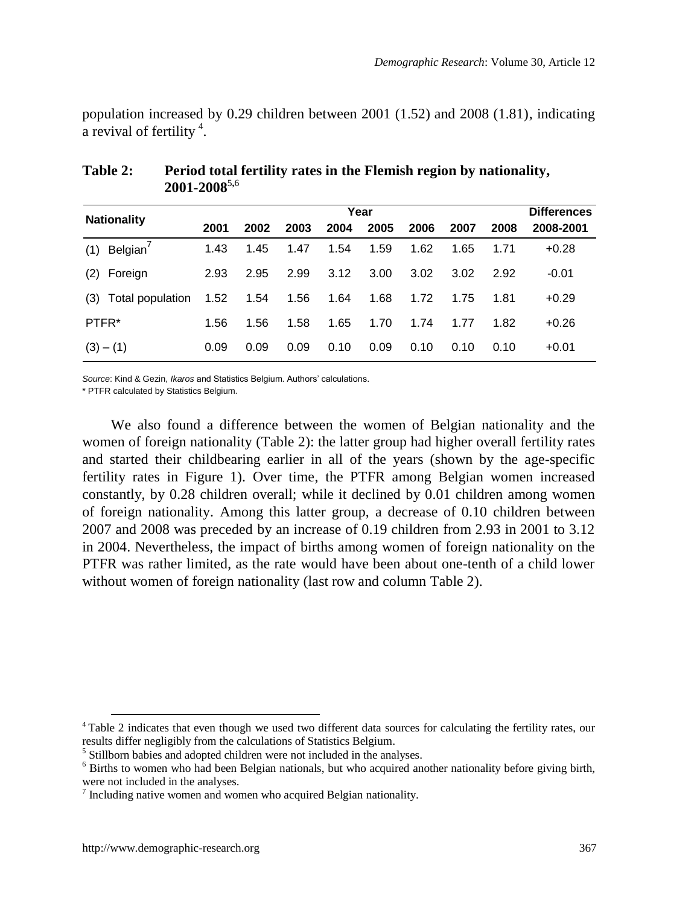population increased by 0.29 children between 2001 (1.52) and 2008 (1.81), indicating a revival of fertility [4].

**Table 2: Period total fertility rates in the Flemish region by nationality, 2001-2008[5,6]**

| Nationality | Year | | | | | | | | Differences |
|---|---|---|---|---|---|---|---|---|---|
| | 2001 | 2002 | 2003 | 2004 | 2005 | 2006 | 2007 | 2008 | 2008-2001 |
| (1) Belgian[7] | 1.43 | 1.45 | 1.47 | 1.54 | 1.59 | 1.62 | 1.65 | 1.71 | +0.28 |
| (2) Foreign | 2.93 | 2.95 | 2.99 | 3.12 | 3.00 | 3.02 | 3.02 | 2.92 | -0.01 |
| (3) Total population | 1.52 | 1.54 | 1.56 | 1.64 | 1.68 | 1.72 | 1.75 | 1.81 | +0.29 |
| PTFR* | 1.56 | 1.56 | 1.58 | 1.65 | 1.70 | 1.74 | 1.77 | 1.82 | +0.26 |
| (3) – (1) | 0.09 | 0.09 | 0.09 | 0.10 | 0.09 | 0.10 | 0.10 | 0.10 | +0.01 |

*Source*: Kind & Gezin, *Ikaros* and Statistics Belgium. Authors' calculations.
\* PTFR calculated by Statistics Belgium.

We also found a difference between the women of Belgian nationality and the women of foreign nationality (Table 2): the latter group had higher overall fertility rates and started their childbearing earlier in all of the years (shown by the age-specific fertility rates in Figure 1). Over time, the PTFR among Belgian women increased constantly, by 0.28 children overall; while it declined by 0.01 children among women of foreign nationality. Among this latter group, a decrease of 0.10 children between 2007 and 2008 was preceded by an increase of 0.19 children from 2.93 in 2001 to 3.12 in 2004. Nevertheless, the impact of births among women of foreign nationality on the PTFR was rather limited, as the rate would have been about one-tenth of a child lower without women of foreign nationality (last row and column Table 2).

[4] Table 2 indicates that even though we used two different data sources for calculating the fertility rates, our results differ negligibly from the calculations of Statistics Belgium.

[5] Stillborn babies and adopted children were not included in the analyses.

[6] Births to women who had been Belgian nationals, but who acquired another nationality before giving birth, were not included in the analyses.

[7] Including native women and women who acquired Belgian nationality.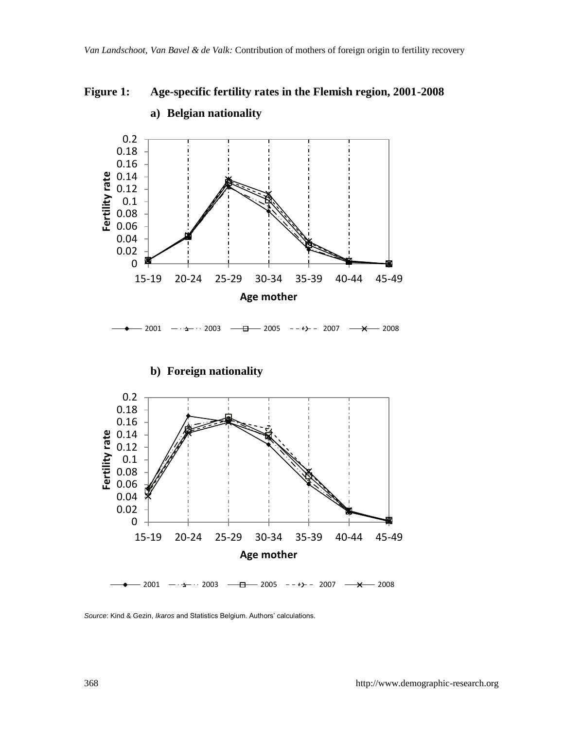**Figure 1: Age-specific fertility rates in the Flemish region, 2001-2008**

**a) Belgian nationality**

**b) Foreign nationality**

*Source*: Kind & Gezin, *Ikaros* and Statistics Belgium. Authors' calculations.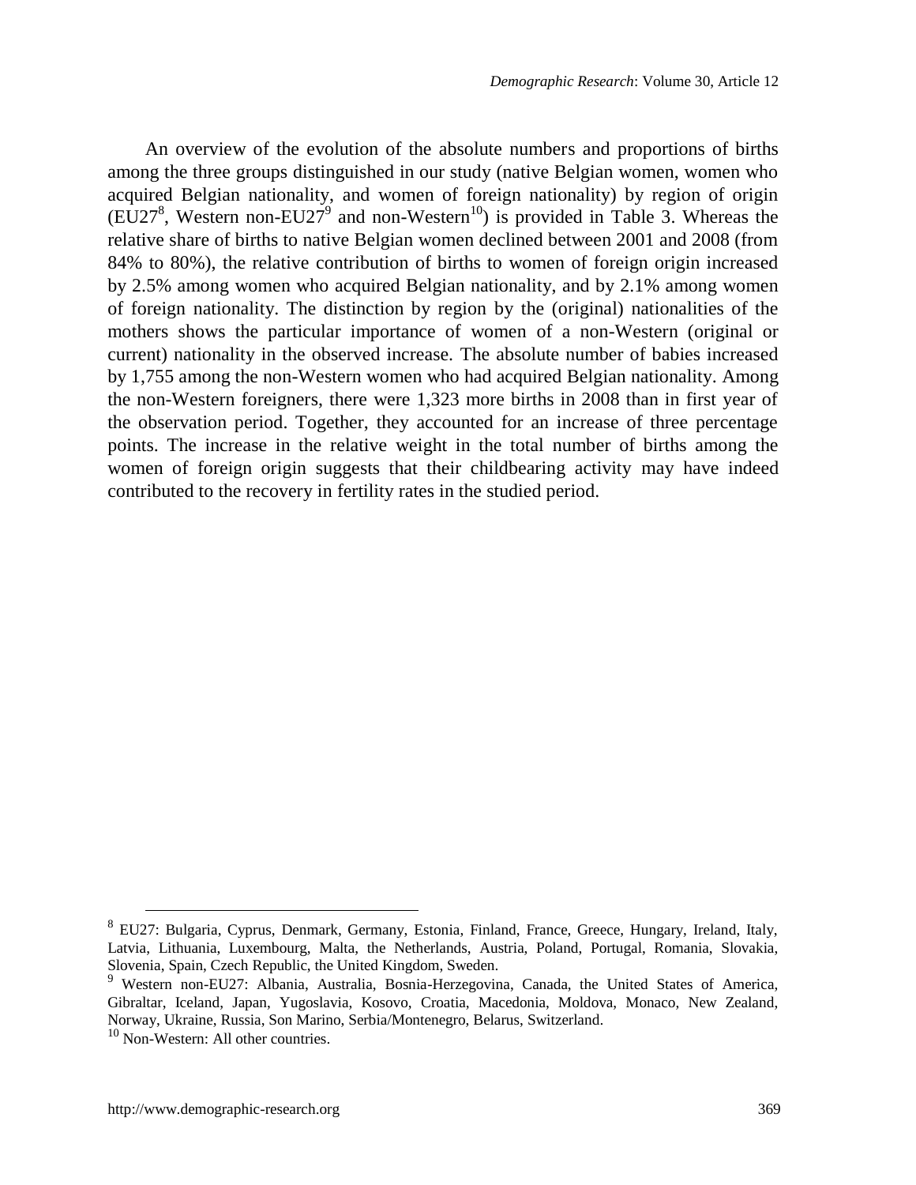An overview of the evolution of the absolute numbers and proportions of births among the three groups distinguished in our study (native Belgian women, women who acquired Belgian nationality, and women of foreign nationality) by region of origin (EU27[8], Western non-EU27[9] and non-Western[10]) is provided in Table 3. Whereas the relative share of births to native Belgian women declined between 2001 and 2008 (from 84% to 80%), the relative contribution of births to women of foreign origin increased by 2.5% among women who acquired Belgian nationality, and by 2.1% among women of foreign nationality. The distinction by region by the (original) nationalities of the mothers shows the particular importance of women of a non-Western (original or current) nationality in the observed increase. The absolute number of babies increased by 1,755 among the non-Western women who had acquired Belgian nationality. Among the non-Western foreigners, there were 1,323 more births in 2008 than in first year of the observation period. Together, they accounted for an increase of three percentage points. The increase in the relative weight in the total number of births among the women of foreign origin suggests that their childbearing activity may have indeed contributed to the recovery in fertility rates in the studied period.

---

[8] EU27: Bulgaria, Cyprus, Denmark, Germany, Estonia, Finland, France, Greece, Hungary, Ireland, Italy, Latvia, Lithuania, Luxembourg, Malta, the Netherlands, Austria, Poland, Portugal, Romania, Slovakia, Slovenia, Spain, Czech Republic, the United Kingdom, Sweden.

[9] Western non-EU27: Albania, Australia, Bosnia-Herzegovina, Canada, the United States of America, Gibraltar, Iceland, Japan, Yugoslavia, Kosovo, Croatia, Macedonia, Moldova, Monaco, New Zealand, Norway, Ukraine, Russia, Son Marino, Serbia/Montenegro, Belarus, Switzerland.

[10] Non-Western: All other countries.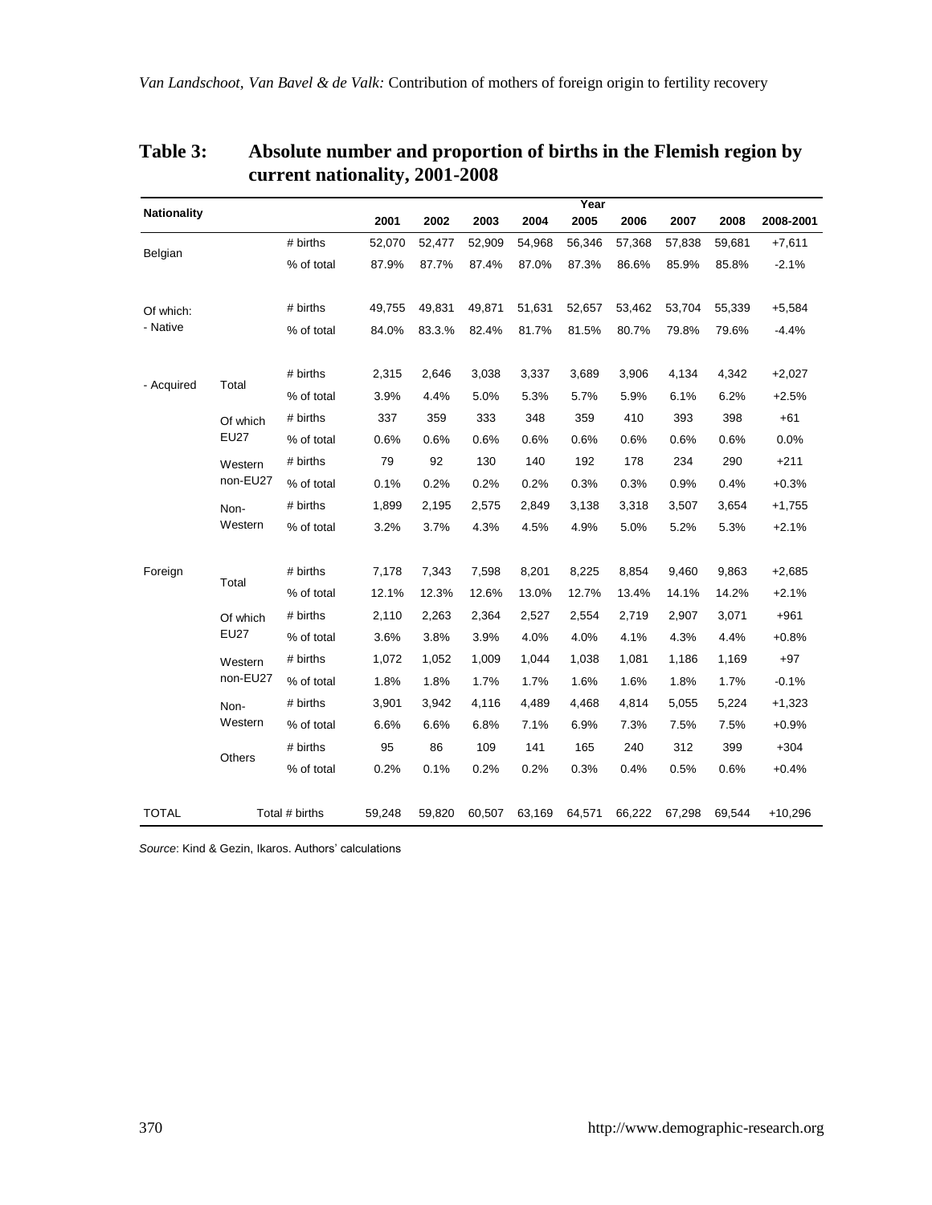**Table 3: Absolute number and proportion of births in the Flemish region by current nationality, 2001-2008**

| Nationality | | | 2001 | 2002 | 2003 | 2004 | 2005 | 2006 | 2007 | 2008 | 2008-2001 |
|---|---|---|---|---|---|---|---|---|---|---|---|
| Belgian | | # births | 52,070 | 52,477 | 52,909 | 54,968 | 56,346 | 57,368 | 57,838 | 59,681 | +7,611 |
| | | % of total | 87.9% | 87.7% | 87.4% | 87.0% | 87.3% | 86.6% | 85.9% | 85.8% | -2.1% |
| Of which: - Native | | # births | 49,755 | 49,831 | 49,871 | 51,631 | 52,657 | 53,462 | 53,704 | 55,339 | +5,584 |
| | | % of total | 84.0% | 83.3.% | 82.4% | 81.7% | 81.5% | 80.7% | 79.8% | 79.6% | -4.4% |
| - Acquired | Total | # births | 2,315 | 2,646 | 3,038 | 3,337 | 3,689 | 3,906 | 4,134 | 4,342 | +2,027 |
| | | % of total | 3.9% | 4.4% | 5.0% | 5.3% | 5.7% | 5.9% | 6.1% | 6.2% | +2.5% |
| | Of which EU27 | # births | 337 | 359 | 333 | 348 | 359 | 410 | 393 | 398 | +61 |
| | | % of total | 0.6% | 0.6% | 0.6% | 0.6% | 0.6% | 0.6% | 0.6% | 0.6% | 0.0% |
| | Western non-EU27 | # births | 79 | 92 | 130 | 140 | 192 | 178 | 234 | 290 | +211 |
| | | % of total | 0.1% | 0.2% | 0.2% | 0.2% | 0.3% | 0.3% | 0.9% | 0.4% | +0.3% |
| | Non-Western | # births | 1,899 | 2,195 | 2,575 | 2,849 | 3,138 | 3,318 | 3,507 | 3,654 | +1,755 |
| | | % of total | 3.2% | 3.7% | 4.3% | 4.5% | 4.9% | 5.0% | 5.2% | 5.3% | +2.1% |
| Foreign | Total | # births | 7,178 | 7,343 | 7,598 | 8,201 | 8,225 | 8,854 | 9,460 | 9,863 | +2,685 |
| | | % of total | 12.1% | 12.3% | 12.6% | 13.0% | 12.7% | 13.4% | 14.1% | 14.2% | +2.1% |
| | Of which EU27 | # births | 2,110 | 2,263 | 2,364 | 2,527 | 2,554 | 2,719 | 2,907 | 3,071 | +961 |
| | | % of total | 3.6% | 3.8% | 3.9% | 4.0% | 4.0% | 4.1% | 4.3% | 4.4% | +0.8% |
| | Western non-EU27 | # births | 1,072 | 1,052 | 1,009 | 1,044 | 1,038 | 1,081 | 1,186 | 1,169 | +97 |
| | | % of total | 1.8% | 1.8% | 1.7% | 1.7% | 1.6% | 1.6% | 1.8% | 1.7% | -0.1% |
| | Non-Western | # births | 3,901 | 3,942 | 4,116 | 4,489 | 4,468 | 4,814 | 5,055 | 5,224 | +1,323 |
| | | % of total | 6.6% | 6.6% | 6.8% | 7.1% | 6.9% | 7.3% | 7.5% | 7.5% | +0.9% |
| | Others | # births | 95 | 86 | 109 | 141 | 165 | 240 | 312 | 399 | +304 |
| | | % of total | 0.2% | 0.1% | 0.2% | 0.2% | 0.3% | 0.4% | 0.5% | 0.6% | +0.4% |
| TOTAL | | Total # births | 59,248 | 59,820 | 60,507 | 63,169 | 64,571 | 66,222 | 67,298 | 69,544 | +10,296 |

*Source*: Kind & Gezin, Ikaros. Authors' calculations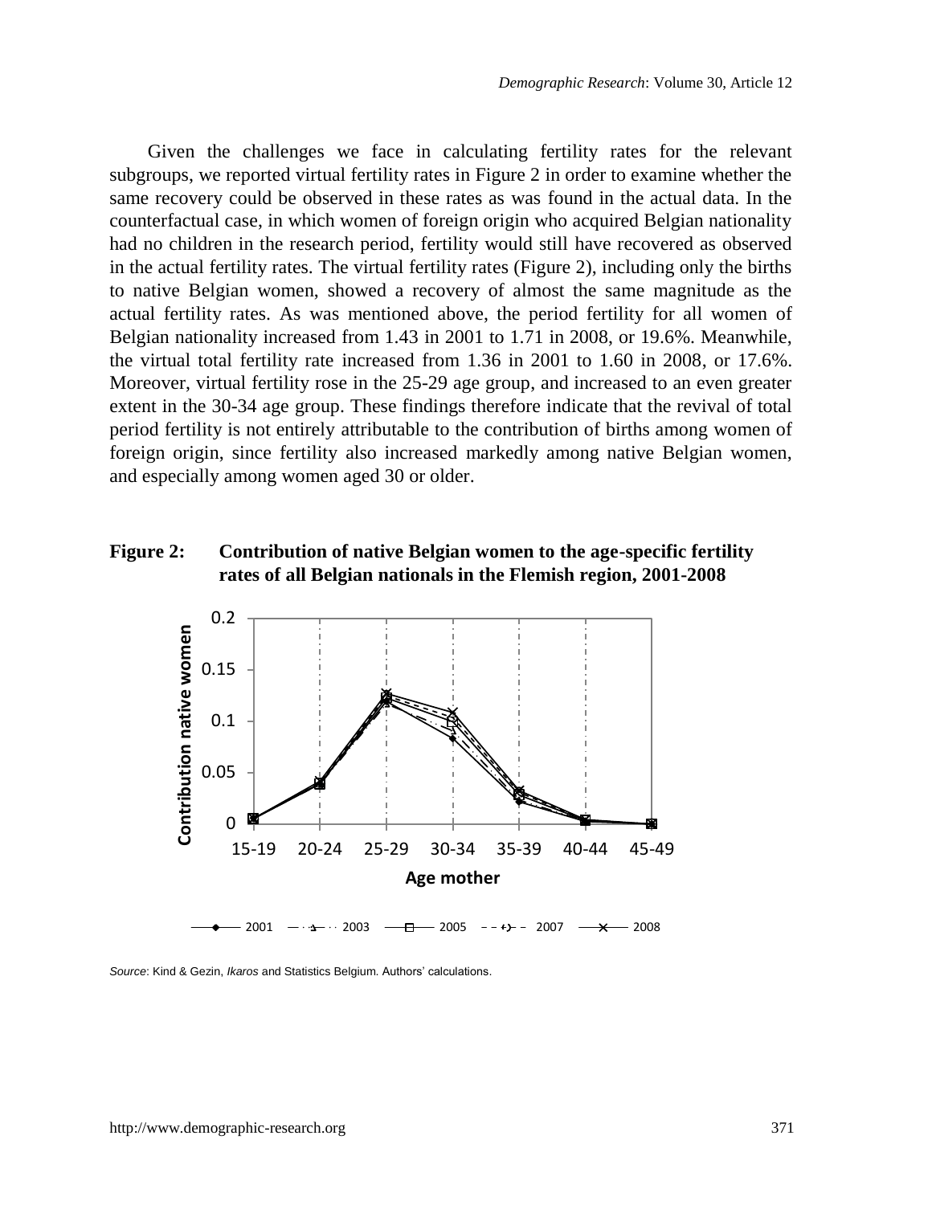Given the challenges we face in calculating fertility rates for the relevant subgroups, we reported virtual fertility rates in Figure 2 in order to examine whether the same recovery could be observed in these rates as was found in the actual data. In the counterfactual case, in which women of foreign origin who acquired Belgian nationality had no children in the research period, fertility would still have recovered as observed in the actual fertility rates. The virtual fertility rates (Figure 2), including only the births to native Belgian women, showed a recovery of almost the same magnitude as the actual fertility rates. As was mentioned above, the period fertility for all women of Belgian nationality increased from 1.43 in 2001 to 1.71 in 2008, or 19.6%. Meanwhile, the virtual total fertility rate increased from 1.36 in 2001 to 1.60 in 2008, or 17.6%. Moreover, virtual fertility rose in the 25-29 age group, and increased to an even greater extent in the 30-34 age group. These findings therefore indicate that the revival of total period fertility is not entirely attributable to the contribution of births among women of foreign origin, since fertility also increased markedly among native Belgian women, and especially among women aged 30 or older.

**Figure 2: Contribution of native Belgian women to the age-specific fertility rates of all Belgian nationals in the Flemish region, 2001-2008**

*Source*: Kind & Gezin, *Ikaros* and Statistics Belgium. Authors' calculations.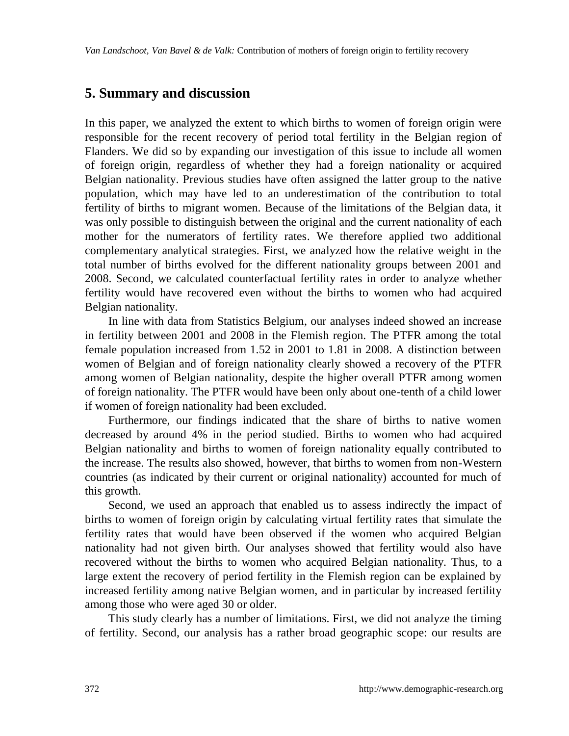## 5. Summary and discussion

In this paper, we analyzed the extent to which births to women of foreign origin were responsible for the recent recovery of period total fertility in the Belgian region of Flanders. We did so by expanding our investigation of this issue to include all women of foreign origin, regardless of whether they had a foreign nationality or acquired Belgian nationality. Previous studies have often assigned the latter group to the native population, which may have led to an underestimation of the contribution to total fertility of births to migrant women. Because of the limitations of the Belgian data, it was only possible to distinguish between the original and the current nationality of each mother for the numerators of fertility rates. We therefore applied two additional complementary analytical strategies. First, we analyzed how the relative weight in the total number of births evolved for the different nationality groups between 2001 and 2008. Second, we calculated counterfactual fertility rates in order to analyze whether fertility would have recovered even without the births to women who had acquired Belgian nationality.

In line with data from Statistics Belgium, our analyses indeed showed an increase in fertility between 2001 and 2008 in the Flemish region. The PTFR among the total female population increased from 1.52 in 2001 to 1.81 in 2008. A distinction between women of Belgian and of foreign nationality clearly showed a recovery of the PTFR among women of Belgian nationality, despite the higher overall PTFR among women of foreign nationality. The PTFR would have been only about one-tenth of a child lower if women of foreign nationality had been excluded.

Furthermore, our findings indicated that the share of births to native women decreased by around 4% in the period studied. Births to women who had acquired Belgian nationality and births to women of foreign nationality equally contributed to the increase. The results also showed, however, that births to women from non-Western countries (as indicated by their current or original nationality) accounted for much of this growth.

Second, we used an approach that enabled us to assess indirectly the impact of births to women of foreign origin by calculating virtual fertility rates that simulate the fertility rates that would have been observed if the women who acquired Belgian nationality had not given birth. Our analyses showed that fertility would also have recovered without the births to women who acquired Belgian nationality. Thus, to a large extent the recovery of period fertility in the Flemish region can be explained by increased fertility among native Belgian women, and in particular by increased fertility among those who were aged 30 or older.

This study clearly has a number of limitations. First, we did not analyze the timing of fertility. Second, our analysis has a rather broad geographic scope: our results are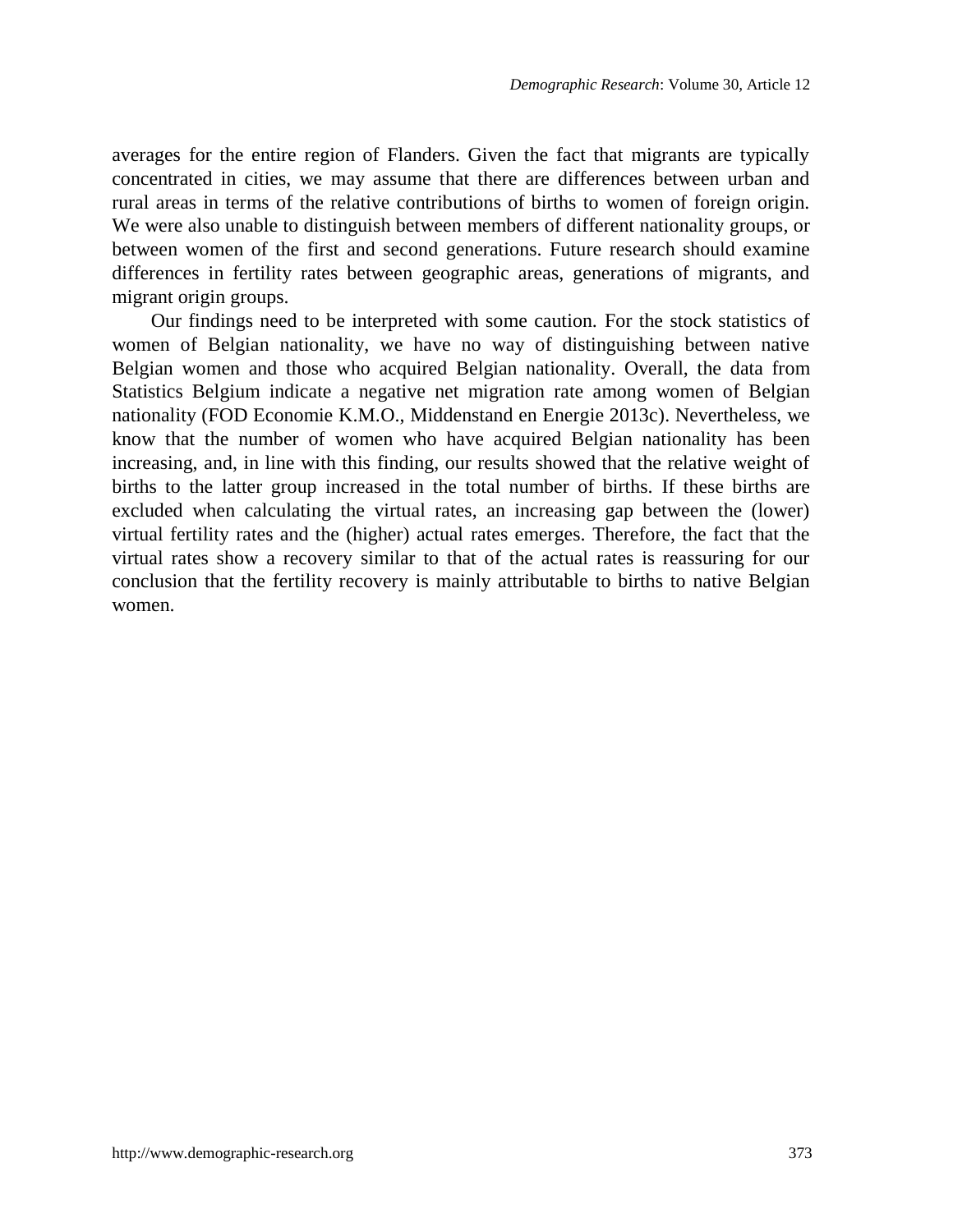averages for the entire region of Flanders. Given the fact that migrants are typically concentrated in cities, we may assume that there are differences between urban and rural areas in terms of the relative contributions of births to women of foreign origin. We were also unable to distinguish between members of different nationality groups, or between women of the first and second generations. Future research should examine differences in fertility rates between geographic areas, generations of migrants, and migrant origin groups.

Our findings need to be interpreted with some caution. For the stock statistics of women of Belgian nationality, we have no way of distinguishing between native Belgian women and those who acquired Belgian nationality. Overall, the data from Statistics Belgium indicate a negative net migration rate among women of Belgian nationality (FOD Economie K.M.O., Middenstand en Energie 2013c). Nevertheless, we know that the number of women who have acquired Belgian nationality has been increasing, and, in line with this finding, our results showed that the relative weight of births to the latter group increased in the total number of births. If these births are excluded when calculating the virtual rates, an increasing gap between the (lower) virtual fertility rates and the (higher) actual rates emerges. Therefore, the fact that the virtual rates show a recovery similar to that of the actual rates is reassuring for our conclusion that the fertility recovery is mainly attributable to births to native Belgian women.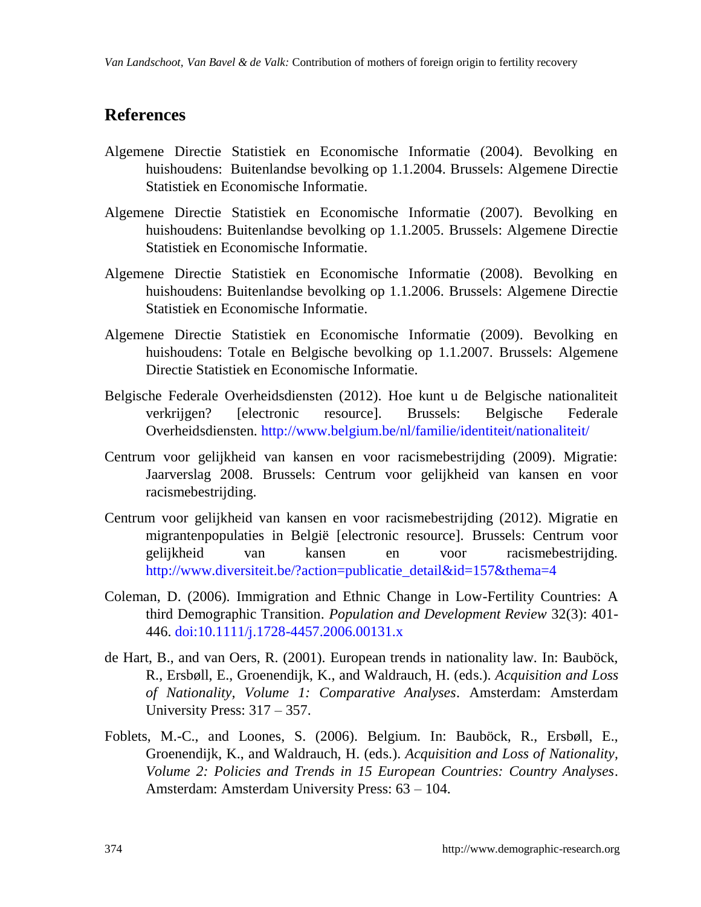## References

Algemene Directie Statistiek en Economische Informatie (2004). Bevolking en huishoudens: Buitenlandse bevolking op 1.1.2004. Brussels: Algemene Directie Statistiek en Economische Informatie.

Algemene Directie Statistiek en Economische Informatie (2007). Bevolking en huishoudens: Buitenlandse bevolking op 1.1.2005. Brussels: Algemene Directie Statistiek en Economische Informatie.

Algemene Directie Statistiek en Economische Informatie (2008). Bevolking en huishoudens: Buitenlandse bevolking op 1.1.2006. Brussels: Algemene Directie Statistiek en Economische Informatie.

Algemene Directie Statistiek en Economische Informatie (2009). Bevolking en huishoudens: Totale en Belgische bevolking op 1.1.2007. Brussels: Algemene Directie Statistiek en Economische Informatie.

Belgische Federale Overheidsdiensten (2012). Hoe kunt u de Belgische nationaliteit verkrijgen? [electronic resource]. Brussels: Belgische Federale Overheidsdiensten. http://www.belgium.be/nl/familie/identiteit/nationaliteit/

Centrum voor gelijkheid van kansen en voor racismebestrijding (2009). Migratie: Jaarverslag 2008. Brussels: Centrum voor gelijkheid van kansen en voor racismebestrijding.

Centrum voor gelijkheid van kansen en voor racismebestrijding (2012). Migratie en migrantenpopulaties in België [electronic resource]. Brussels: Centrum voor gelijkheid van kansen en voor racismebestrijding. http://www.diversiteit.be/?action=publicatie_detail&id=157&thema=4

Coleman, D. (2006). Immigration and Ethnic Change in Low-Fertility Countries: A third Demographic Transition. *Population and Development Review* 32(3): 401-446. doi:10.1111/j.1728-4457.2006.00131.x

de Hart, B., and van Oers, R. (2001). European trends in nationality law. In: Bauböck, R., Ersbøll, E., Groenendijk, K., and Waldrauch, H. (eds.). *Acquisition and Loss of Nationality, Volume 1: Comparative Analyses*. Amsterdam: Amsterdam University Press: 317 – 357.

Foblets, M.-C., and Loones, S. (2006). Belgium. In: Bauböck, R., Ersbøll, E., Groenendijk, K., and Waldrauch, H. (eds.). *Acquisition and Loss of Nationality, Volume 2: Policies and Trends in 15 European Countries: Country Analyses*. Amsterdam: Amsterdam University Press: 63 – 104.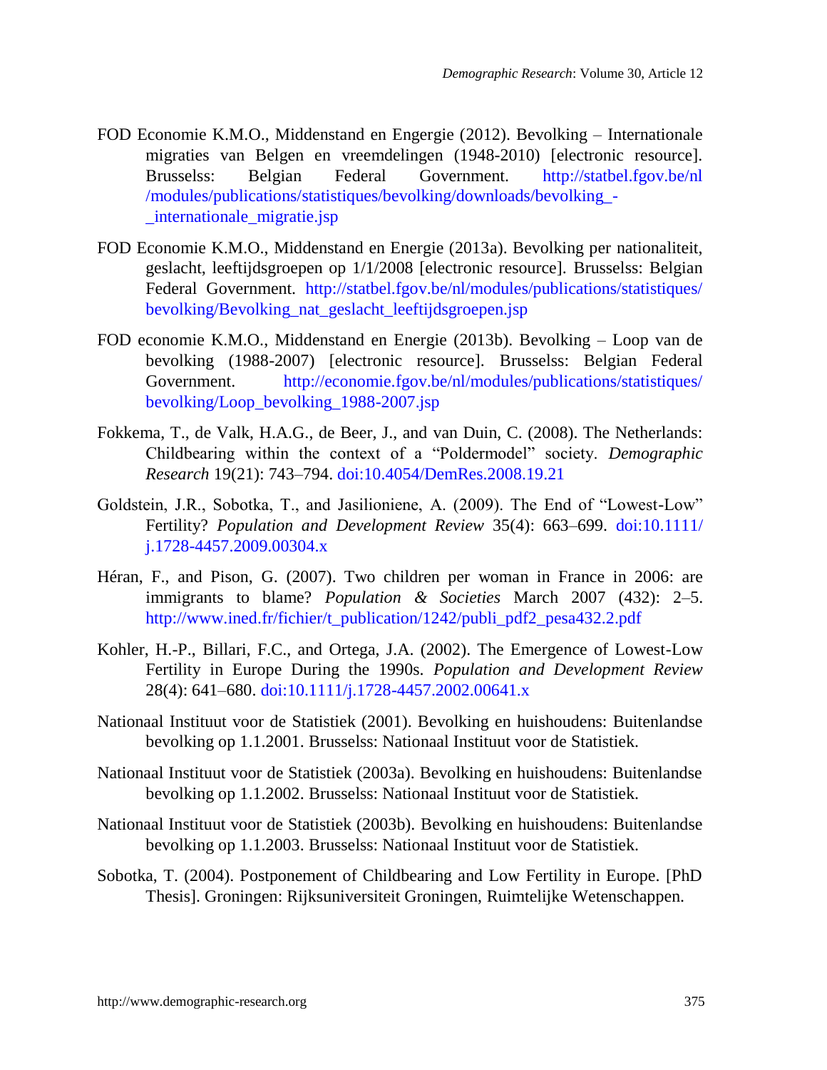FOD Economie K.M.O., Middenstand en Engergie (2012). Bevolking – Internationale migraties van Belgen en vreemdelingen (1948-2010) [electronic resource]. Brusselss: Belgian Federal Government. http://statbel.fgov.be/nl/modules/publications/statistiques/bevolking/downloads/bevolking_-_internationale_migratie.jsp

FOD Economie K.M.O., Middenstand en Energie (2013a). Bevolking per nationaliteit, geslacht, leeftijdsgroepen op 1/1/2008 [electronic resource]. Brusselss: Belgian Federal Government. http://statbel.fgov.be/nl/modules/publications/statistiques/bevolking/Bevolking_nat_geslacht_leeftijdsgroepen.jsp

FOD economie K.M.O., Middenstand en Energie (2013b). Bevolking – Loop van de bevolking (1988-2007) [electronic resource]. Brusselss: Belgian Federal Government. http://economie.fgov.be/nl/modules/publications/statistiques/bevolking/Loop_bevolking_1988-2007.jsp

Fokkema, T., de Valk, H.A.G., de Beer, J., and van Duin, C. (2008). The Netherlands: Childbearing within the context of a "Poldermodel" society. *Demographic Research* 19(21): 743–794. doi:10.4054/DemRes.2008.19.21

Goldstein, J.R., Sobotka, T., and Jasilioniene, A. (2009). The End of "Lowest-Low" Fertility? *Population and Development Review* 35(4): 663–699. doi:10.1111/j.1728-4457.2009.00304.x

Héran, F., and Pison, G. (2007). Two children per woman in France in 2006: are immigrants to blame? *Population & Societies* March 2007 (432): 2–5. http://www.ined.fr/fichier/t_publication/1242/publi_pdf2_pesa432.2.pdf

Kohler, H.-P., Billari, F.C., and Ortega, J.A. (2002). The Emergence of Lowest-Low Fertility in Europe During the 1990s. *Population and Development Review* 28(4): 641–680. doi:10.1111/j.1728-4457.2002.00641.x

Nationaal Instituut voor de Statistiek (2001). Bevolking en huishoudens: Buitenlandse bevolking op 1.1.2001. Brusselss: Nationaal Instituut voor de Statistiek.

Nationaal Instituut voor de Statistiek (2003a). Bevolking en huishoudens: Buitenlandse bevolking op 1.1.2002. Brusselss: Nationaal Instituut voor de Statistiek.

Nationaal Instituut voor de Statistiek (2003b). Bevolking en huishoudens: Buitenlandse bevolking op 1.1.2003. Brusselss: Nationaal Instituut voor de Statistiek.

Sobotka, T. (2004). Postponement of Childbearing and Low Fertility in Europe. [PhD Thesis]. Groningen: Rijksuniversiteit Groningen, Ruimtelijke Wetenschappen.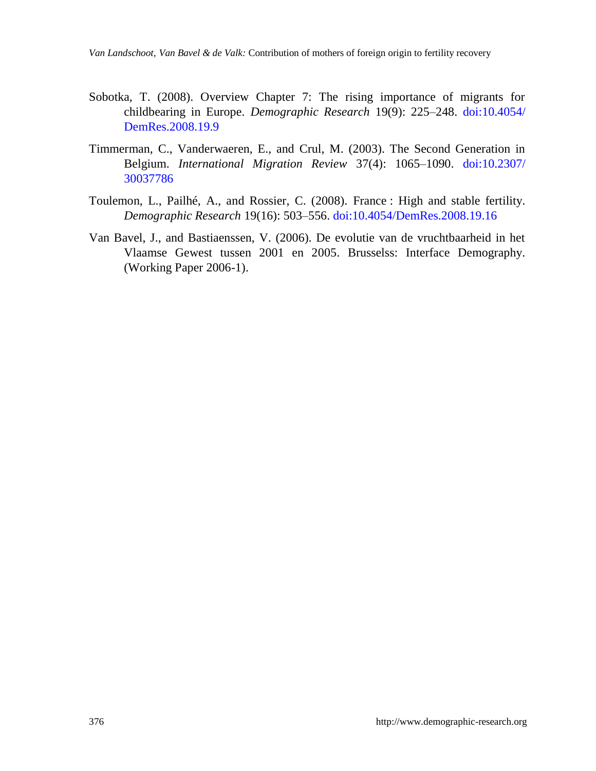Sobotka, T. (2008). Overview Chapter 7: The rising importance of migrants for childbearing in Europe. *Demographic Research* 19(9): 225–248. doi:10.4054/DemRes.2008.19.9

Timmerman, C., Vanderwaeren, E., and Crul, M. (2003). The Second Generation in Belgium. *International Migration Review* 37(4): 1065–1090. doi:10.2307/30037786

Toulemon, L., Pailhé, A., and Rossier, C. (2008). France : High and stable fertility. *Demographic Research* 19(16): 503–556. doi:10.4054/DemRes.2008.19.16

Van Bavel, J., and Bastiaenssen, V. (2006). De evolutie van de vruchtbaarheid in het Vlaamse Gewest tussen 2001 en 2005. Brusselss: Interface Demography. (Working Paper 2006-1).